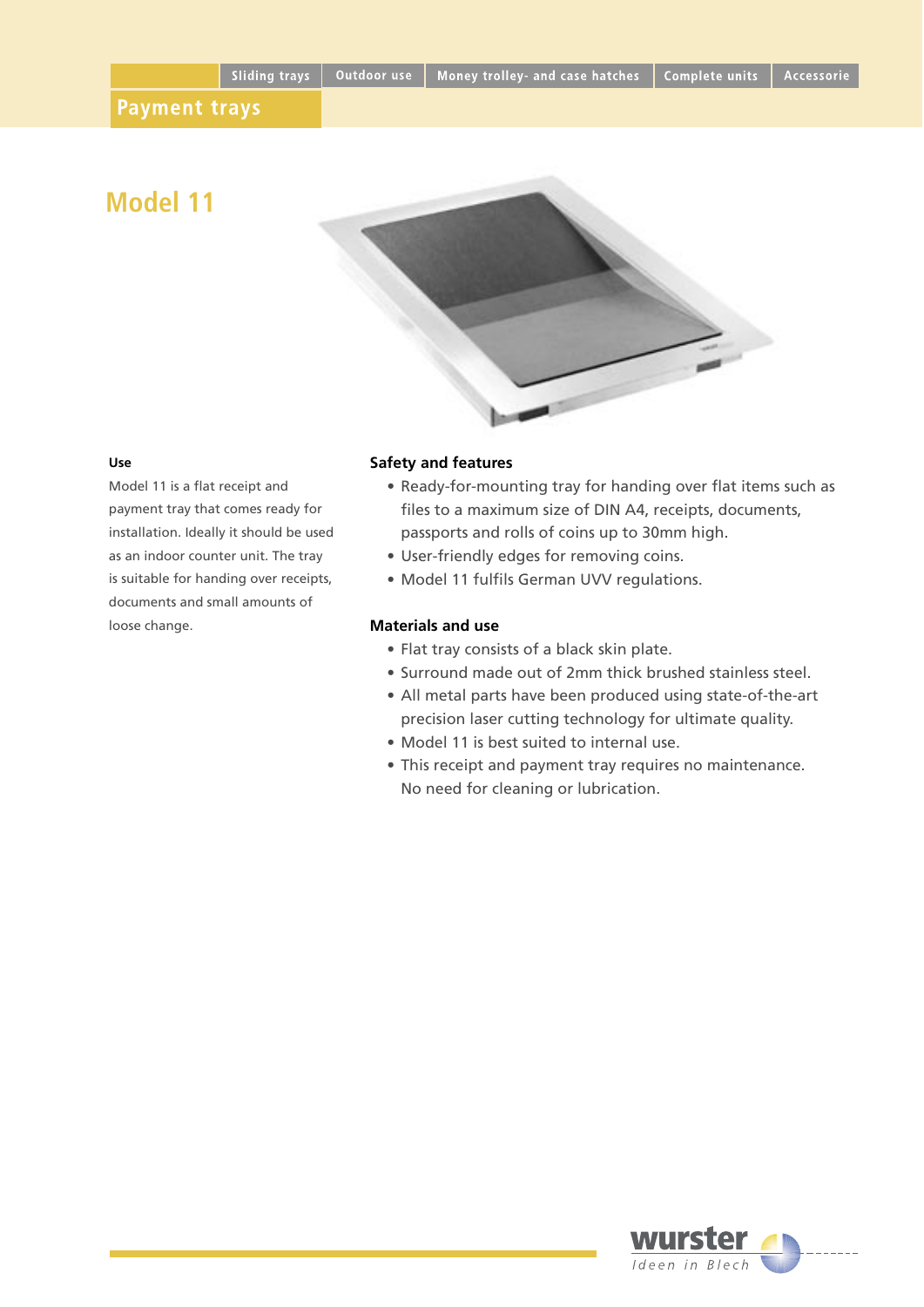Sliding trays | Outdoor use | Money trolley- and case hatches | Complete units | Accessorie

# Payment trays

## Model 11

### Use

Model 11 is a flat receipt and payment tray that comes ready for installation. Ideally it should be used as an indoor counter unit. The tray is suitable for handing over receipts, documents and small amounts of loose change.

### Safety and features

- Ready-for-mounting tray for handing over flat items such as files to a maximum size of DIN A4, receipts, documents, passports and rolls of coins up to 30mm high.
- User-friendly edges for removing coins.
- Model 11 fulfils German UVV regulations.

### Materials and use

- Flat tray consists of a black skin plate.
- Surround made out of 2mm thick brushed stainless steel.
- All metal parts have been produced using state-of-the-art precision laser cutting technology for ultimate quality.
- Model 11 is best suited to internal use.
- This receipt and payment tray requires no maintenance. No need for cleaning or lubrication.

wurster
Ideen in Blech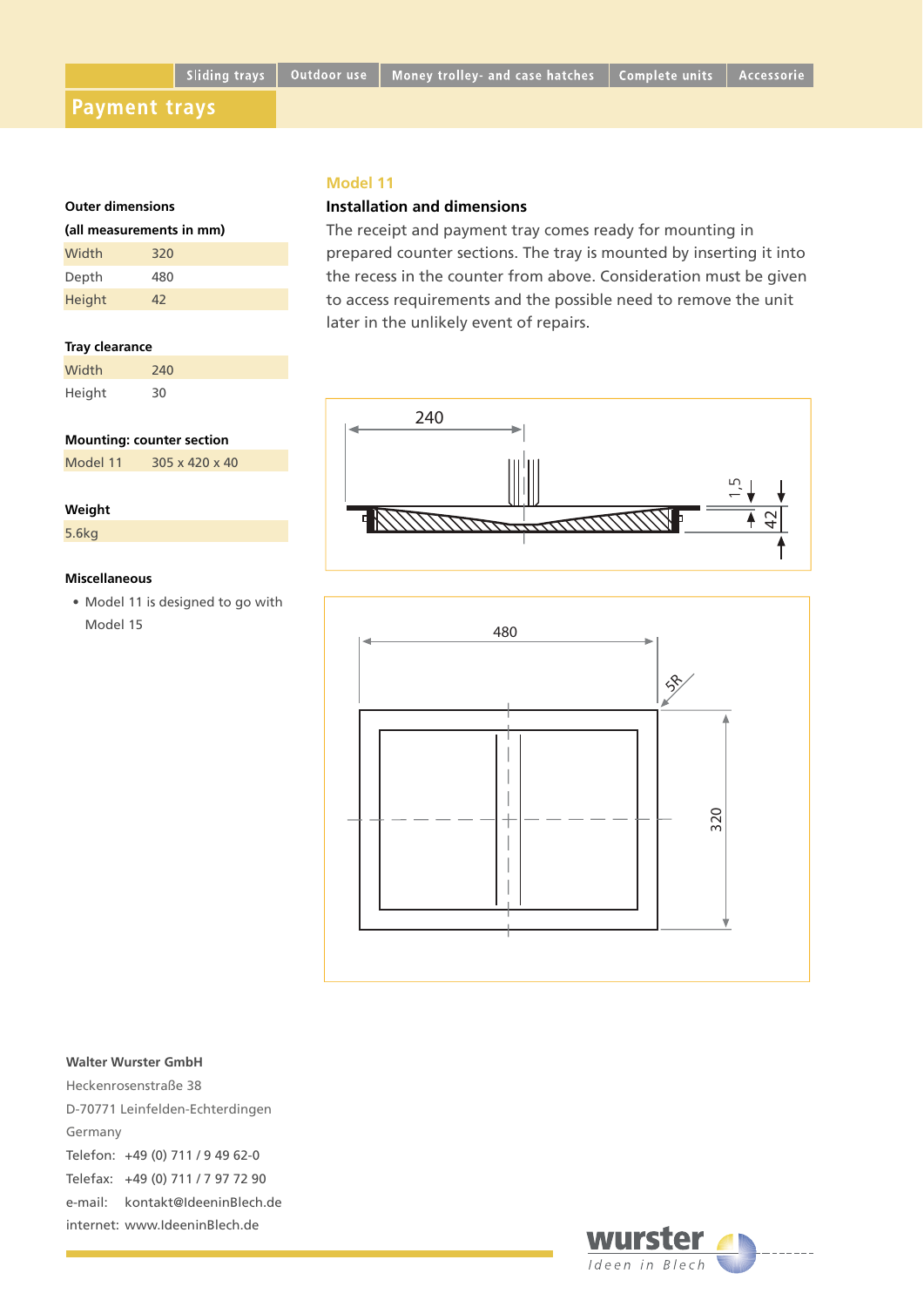Sliding trays | Outdoor use | Money trolley- and case hatches | Complete units | Accessorie

# Payment trays

**Outer dimensions**

**(all measurements in mm)**

| | |
|---|---|
| Width | 320 |
| Depth | 480 |
| Height | 42 |

**Tray clearance**

| | |
|---|---|
| Width | 240 |
| Height | 30 |

**Mounting: counter section**

| | |
|---|---|
| Model 11 | 305 x 420 x 40 |

**Weight**

5.6kg

**Miscellaneous**

- Model 11 is designed to go with Model 15

## Model 11

### Installation and dimensions

The receipt and payment tray comes ready for mounting in prepared counter sections. The tray is mounted by inserting it into the recess in the counter from above. Consideration must be given to access requirements and the possible need to remove the unit later in the unlikely event of repairs.

240

1,5

42

480

5R

320

**Walter Wurster GmbH**

Heckenrosenstraße 38

D-70771 Leinfelden-Echterdingen

Germany

Telefon: +49 (0) 711 / 9 49 62-0

Telefax: +49 (0) 711 / 7 97 72 90

e-mail: kontakt@IdeeninBlech.de

internet: www.IdeeninBlech.de

wurster Ideen in Blech